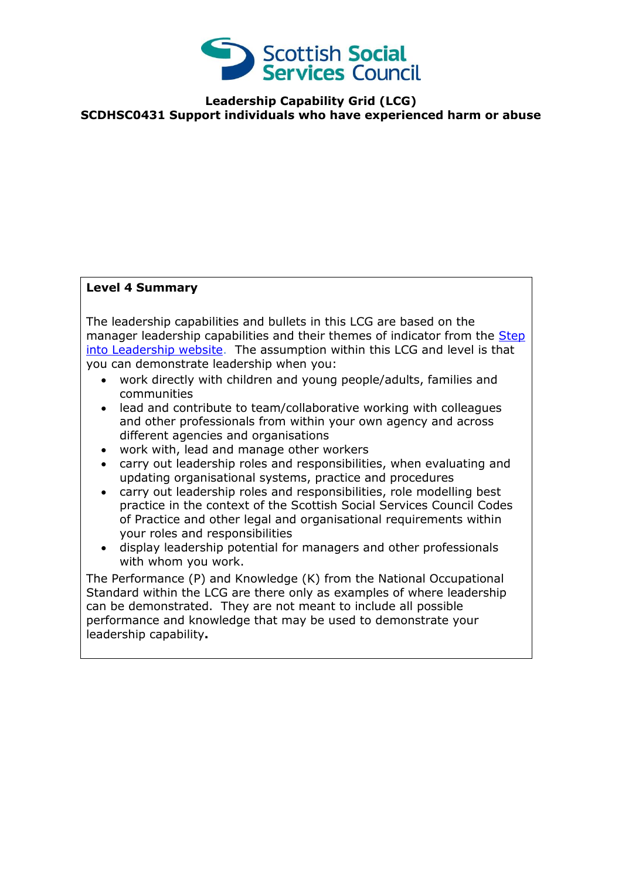Scottish Social Services Council

**Leadership Capability Grid (LCG)**
**SCDHSC0431 Support individuals who have experienced harm or abuse**

**Level 4 Summary**

The leadership capabilities and bullets in this LCG are based on the manager leadership capabilities and their themes of indicator from the Step into Leadership website. The assumption within this LCG and level is that you can demonstrate leadership when you:

- work directly with children and young people/adults, families and communities
- lead and contribute to team/collaborative working with colleagues and other professionals from within your own agency and across different agencies and organisations
- work with, lead and manage other workers
- carry out leadership roles and responsibilities, when evaluating and updating organisational systems, practice and procedures
- carry out leadership roles and responsibilities, role modelling best practice in the context of the Scottish Social Services Council Codes of Practice and other legal and organisational requirements within your roles and responsibilities
- display leadership potential for managers and other professionals with whom you work.

The Performance (P) and Knowledge (K) from the National Occupational Standard within the LCG are there only as examples of where leadership can be demonstrated. They are not meant to include all possible performance and knowledge that may be used to demonstrate your leadership capability**.**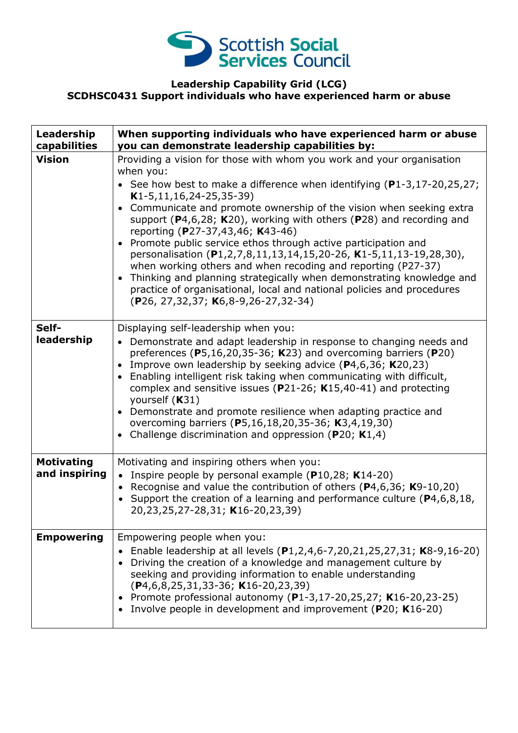**Scottish Social Services Council**

**Leadership Capability Grid (LCG)**
**SCDHSC0431 Support individuals who have experienced harm or abuse**

| **Leadership capabilities** | **When supporting individuals who have experienced harm or abuse you can demonstrate leadership capabilities by:** |
|---|---|
| **Vision** | Providing a vision for those with whom you work and your organisation when you:<br>• See how best to make a difference when identifying (**P**1-3,17-20,25,27; **K**1-5,11,16,24-25,35-39)<br>• Communicate and promote ownership of the vision when seeking extra support (**P**4,6,28; **K**20), working with others (**P**28) and recording and reporting (**P**27-37,43,46; **K**43-46)<br>• Promote public service ethos through active participation and personalisation (**P**1,2,7,8,11,13,14,15,20-26, **K**1-5,11,13-19,28,30), when working others and when recoding and reporting (P27-37)<br>• Thinking and planning strategically when demonstrating knowledge and practice of organisational, local and national policies and procedures (**P**26, 27,32,37; **K**6,8-9,26-27,32-34) |
| **Self-leadership** | Displaying self-leadership when you:<br>• Demonstrate and adapt leadership in response to changing needs and preferences (**P**5,16,20,35-36; **K**23) and overcoming barriers (**P**20)<br>• Improve own leadership by seeking advice (**P**4,6,36; **K**20,23)<br>• Enabling intelligent risk taking when communicating with difficult, complex and sensitive issues (**P**21-26; **K**15,40-41) and protecting yourself (**K**31)<br>• Demonstrate and promote resilience when adapting practice and overcoming barriers (**P**5,16,18,20,35-36; **K**3,4,19,30)<br>• Challenge discrimination and oppression (**P**20; **K**1,4) |
| **Motivating and inspiring** | Motivating and inspiring others when you:<br>• Inspire people by personal example (**P**10,28; **K**14-20)<br>• Recognise and value the contribution of others (**P**4,6,36; **K**9-10,20)<br>• Support the creation of a learning and performance culture (**P**4,6,8,18, 20,23,25,27-28,31; **K**16-20,23,39) |
| **Empowering** | Empowering people when you:<br>• Enable leadership at all levels (**P**1,2,4,6-7,20,21,25,27,31; **K**8-9,16-20)<br>• Driving the creation of a knowledge and management culture by seeking and providing information to enable understanding (**P**4,6,8,25,31,33-36; **K**16-20,23,39)<br>• Promote professional autonomy (**P**1-3,17-20,25,27; **K**16-20,23-25)<br>• Involve people in development and improvement (**P**20; **K**16-20) |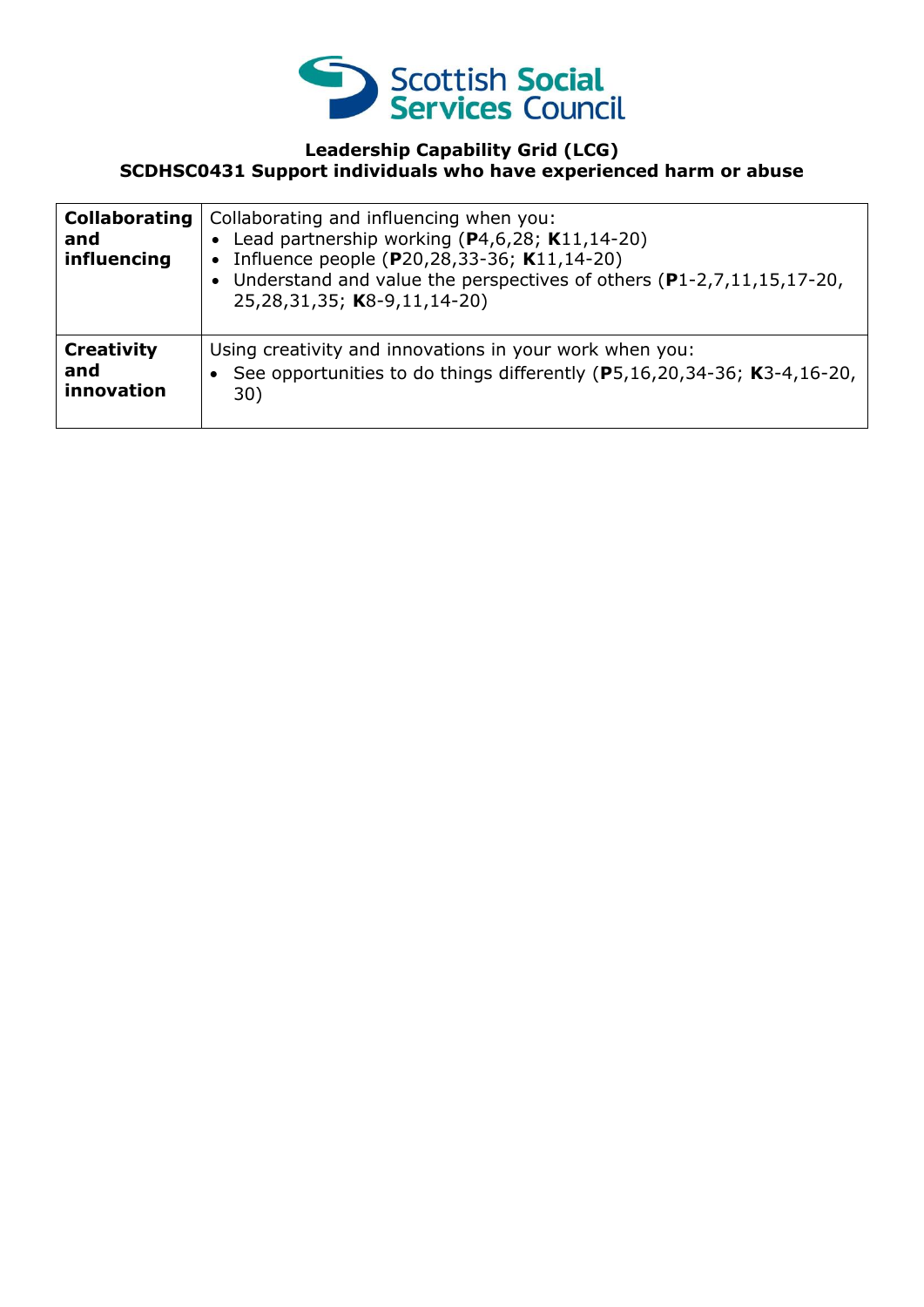**Leadership Capability Grid (LCG)**
**SCDHSC0431 Support individuals who have experienced harm or abuse**

| | |
|---|---|
| **Collaborating and influencing** | Collaborating and influencing when you:<br>• Lead partnership working (**P**4,6,28; **K**11,14-20)<br>• Influence people (**P**20,28,33-36; **K**11,14-20)<br>• Understand and value the perspectives of others (**P**1-2,7,11,15,17-20, 25,28,31,35; **K**8-9,11,14-20) |
| **Creativity and innovation** | Using creativity and innovations in your work when you:<br>• See opportunities to do things differently (**P**5,16,20,34-36; **K**3-4,16-20, 30) |